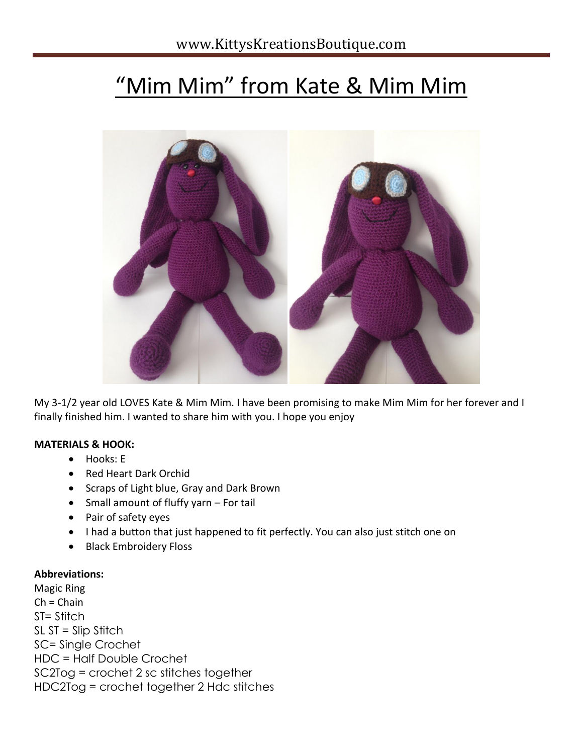# "Mim Mim" from Kate & Mim Mim

My 3-1/2 year old LOVES Kate & Mim Mim. I have been promising to make Mim Mim for her forever and I finally finished him. I wanted to share him with you. I hope you enjoy

**MATERIALS & HOOK:**

- Hooks: E
- Red Heart Dark Orchid
- Scraps of Light blue, Gray and Dark Brown
- Small amount of fluffy yarn – For tail
- Pair of safety eyes
- I had a button that just happened to fit perfectly. You can also just stitch one on
- Black Embroidery Floss

**Abbreviations:**

Magic Ring
Ch = Chain
ST= Stitch
SL ST = Slip Stitch
SC= Single Crochet
HDC = Half Double Crochet
SC2Tog = crochet 2 sc stitches together
HDC2Tog = crochet together 2 Hdc stitches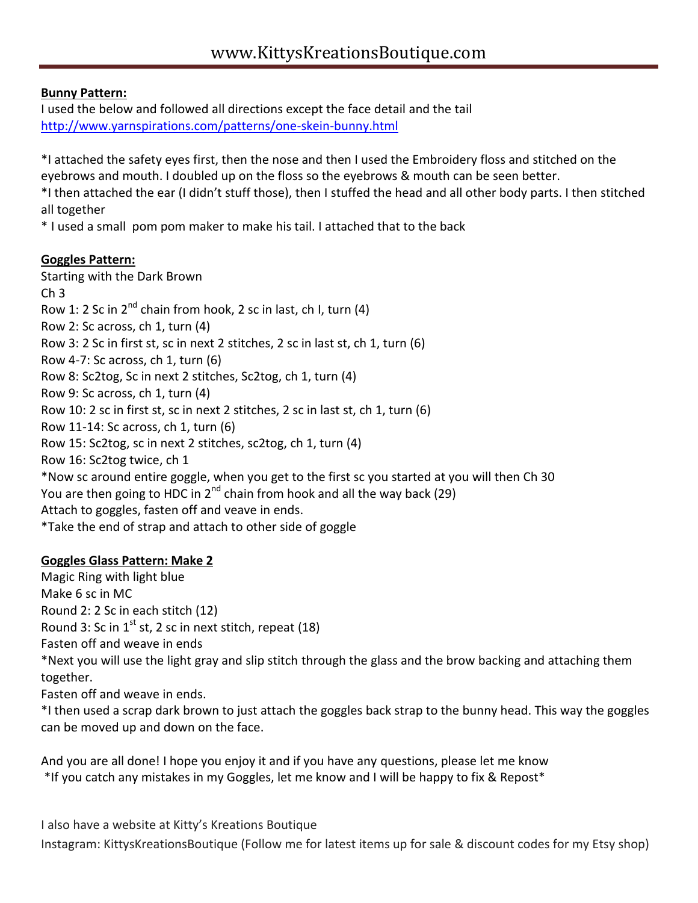**Bunny Pattern:**

I used the below and followed all directions except the face detail and the tail
http://www.yarnspirations.com/patterns/one-skein-bunny.html

*I attached the safety eyes first, then the nose and then I used the Embroidery floss and stitched on the eyebrows and mouth. I doubled up on the floss so the eyebrows & mouth can be seen better.
*I then attached the ear (I didn't stuff those), then I stuffed the head and all other body parts. I then stitched all together
* I used a small pom pom maker to make his tail. I attached that to the back

**Goggles Pattern:**

Starting with the Dark Brown
Ch 3
Row 1: 2 Sc in 2nd chain from hook, 2 sc in last, ch I, turn (4)
Row 2: Sc across, ch 1, turn (4)
Row 3: 2 Sc in first st, sc in next 2 stitches, 2 sc in last st, ch 1, turn (6)
Row 4-7: Sc across, ch 1, turn (6)
Row 8: Sc2tog, Sc in next 2 stitches, Sc2tog, ch 1, turn (4)
Row 9: Sc across, ch 1, turn (4)
Row 10: 2 sc in first st, sc in next 2 stitches, 2 sc in last st, ch 1, turn (6)
Row 11-14: Sc across, ch 1, turn (6)
Row 15: Sc2tog, sc in next 2 stitches, sc2tog, ch 1, turn (4)
Row 16: Sc2tog twice, ch 1
*Now sc around entire goggle, when you get to the first sc you started at you will then Ch 30
You are then going to HDC in 2nd chain from hook and all the way back (29)
Attach to goggles, fasten off and veave in ends.
*Take the end of strap and attach to other side of goggle

**Goggles Glass Pattern: Make 2**

Magic Ring with light blue
Make 6 sc in MC
Round 2: 2 Sc in each stitch (12)
Round 3: Sc in 1st st, 2 sc in next stitch, repeat (18)
Fasten off and weave in ends
*Next you will use the light gray and slip stitch through the glass and the brow backing and attaching them together.
Fasten off and weave in ends.
*I then used a scrap dark brown to just attach the goggles back strap to the bunny head. This way the goggles can be moved up and down on the face.

And you are all done! I hope you enjoy it and if you have any questions, please let me know
*If you catch any mistakes in my Goggles, let me know and I will be happy to fix & Repost*

I also have a website at Kitty's Kreations Boutique
Instagram: KittysKreationsBoutique (Follow me for latest items up for sale & discount codes for my Etsy shop)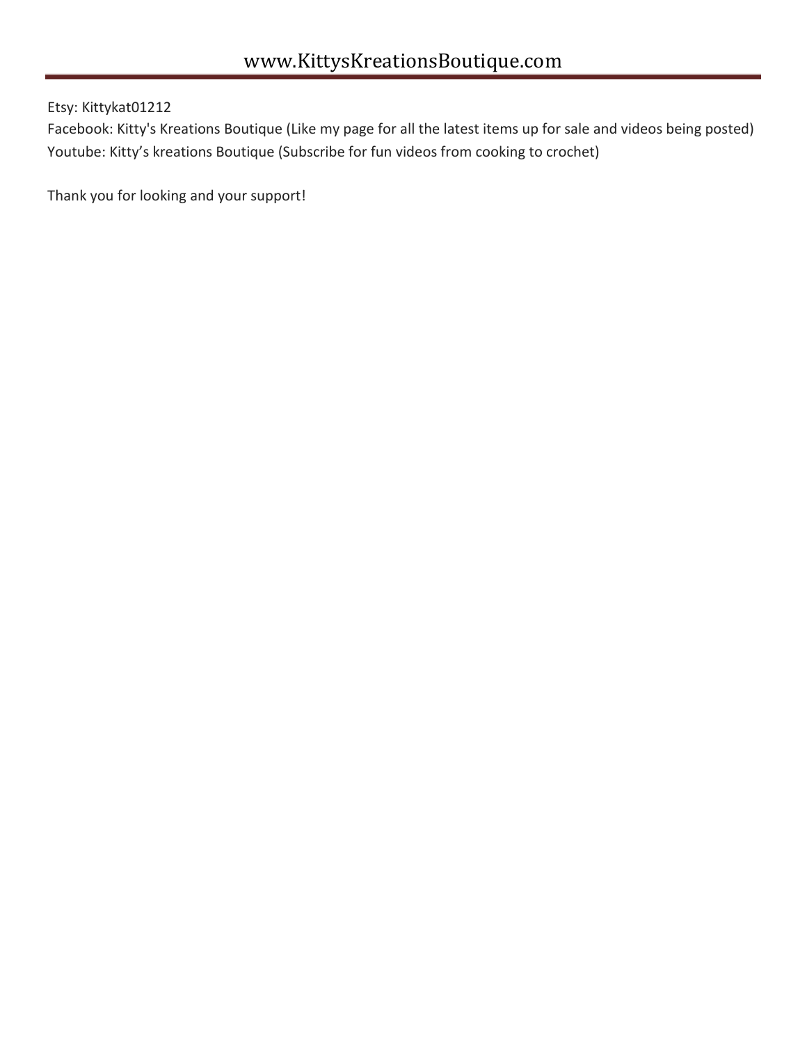Etsy: Kittykat01212

Facebook: Kitty's Kreations Boutique (Like my page for all the latest items up for sale and videos being posted)

Youtube: Kitty's kreations Boutique (Subscribe for fun videos from cooking to crochet)

Thank you for looking and your support!